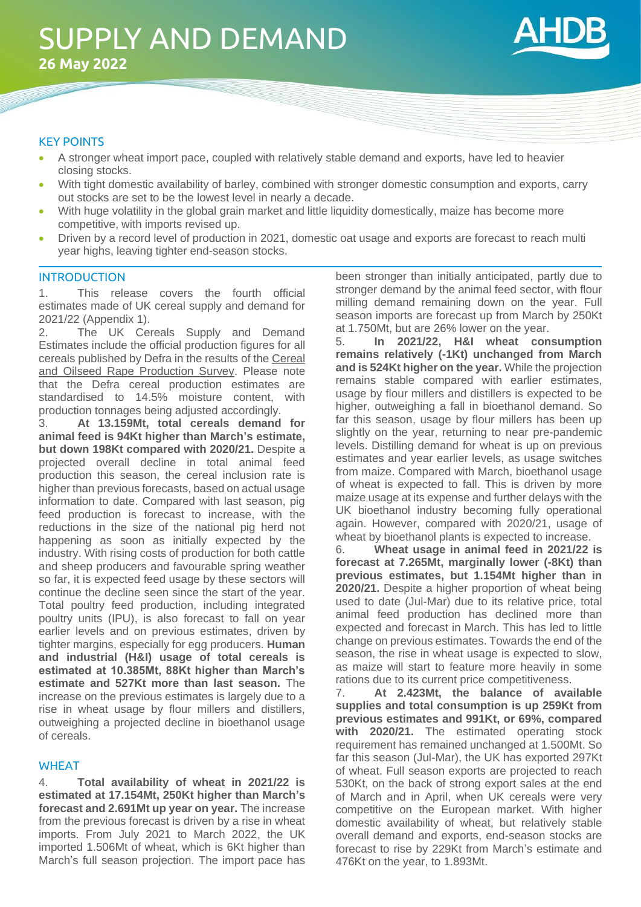# SUPPLY AND DEMAND

**26 May 2022**

## KEY POINTS

- A stronger wheat import pace, coupled with relatively stable demand and exports, have led to heavier closing stocks.
- With tight domestic availability of barley, combined with stronger domestic consumption and exports, carry out stocks are set to be the lowest level in nearly a decade.
- With huge volatility in the global grain market and little liquidity domestically, maize has become more competitive, with imports revised up.
- Driven by a record level of production in 2021, domestic oat usage and exports are forecast to reach multi year highs, leaving tighter end-season stocks.

## INTRODUCTION

1. This release covers the fourth official estimates made of UK cereal supply and demand for 2021/22 (Appendix 1).

2. The UK Cereals Supply and Demand Estimates include the official production figures for all cereals published by Defra in the results of the Cereal and Oilseed Rape Production Survey. Please note that the Defra cereal production estimates are standardised to 14.5% moisture content, with production tonnages being adjusted accordingly.

3. **At 13.159Mt, total cereals demand for animal feed is 94Kt higher than March's estimate, but down 198Kt compared with 2020/21.** Despite a projected overall decline in total animal feed production this season, the cereal inclusion rate is higher than previous forecasts, based on actual usage information to date. Compared with last season, pig feed production is forecast to increase, with the reductions in the size of the national pig herd not happening as soon as initially expected by the industry. With rising costs of production for both cattle and sheep producers and favourable spring weather so far, it is expected feed usage by these sectors will continue the decline seen since the start of the year. Total poultry feed production, including integrated poultry units (IPU), is also forecast to fall on year earlier levels and on previous estimates, driven by tighter margins, especially for egg producers. **Human and industrial (H&I) usage of total cereals is estimated at 10.385Mt, 88Kt higher than March's estimate and 527Kt more than last season.** The increase on the previous estimates is largely due to a rise in wheat usage by flour millers and distillers, outweighing a projected decline in bioethanol usage of cereals.

## WHEAT

4. **Total availability of wheat in 2021/22 is estimated at 17.154Mt, 250Kt higher than March's forecast and 2.691Mt up year on year.** The increase from the previous forecast is driven by a rise in wheat imports. From July 2021 to March 2022, the UK imported 1.506Mt of wheat, which is 6Kt higher than March's full season projection. The import pace has been stronger than initially anticipated, partly due to stronger demand by the animal feed sector, with flour milling demand remaining down on the year. Full season imports are forecast up from March by 250Kt at 1.750Mt, but are 26% lower on the year.

5. **In 2021/22, H&I wheat consumption remains relatively (-1Kt) unchanged from March and is 524Kt higher on the year.** While the projection remains stable compared with earlier estimates, usage by flour millers and distillers is expected to be higher, outweighing a fall in bioethanol demand. So far this season, usage by flour millers has been up slightly on the year, returning to near pre-pandemic levels. Distilling demand for wheat is up on previous estimates and year earlier levels, as usage switches from maize. Compared with March, bioethanol usage of wheat is expected to fall. This is driven by more maize usage at its expense and further delays with the UK bioethanol industry becoming fully operational again. However, compared with 2020/21, usage of wheat by bioethanol plants is expected to increase.

6. **Wheat usage in animal feed in 2021/22 is forecast at 7.265Mt, marginally lower (-8Kt) than previous estimates, but 1.154Mt higher than in 2020/21.** Despite a higher proportion of wheat being used to date (Jul-Mar) due to its relative price, total animal feed production has declined more than expected and forecast in March. This has led to little change on previous estimates. Towards the end of the season, the rise in wheat usage is expected to slow, as maize will start to feature more heavily in some rations due to its current price competitiveness.

7. **At 2.423Mt, the balance of available supplies and total consumption is up 259Kt from previous estimates and 991Kt, or 69%, compared with 2020/21.** The estimated operating stock requirement has remained unchanged at 1.500Mt. So far this season (Jul-Mar), the UK has exported 297Kt of wheat. Full season exports are projected to reach 530Kt, on the back of strong export sales at the end of March and in April, when UK cereals were very competitive on the European market. With higher domestic availability of wheat, but relatively stable overall demand and exports, end-season stocks are forecast to rise by 229Kt from March's estimate and 476Kt on the year, to 1.893Mt.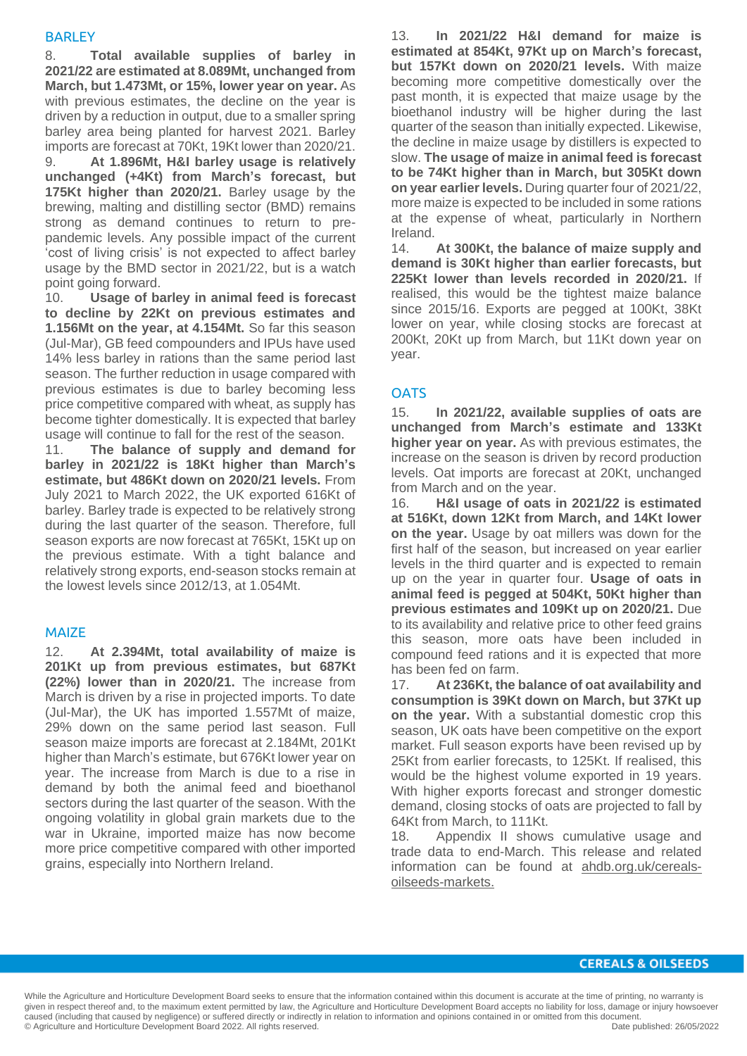## BARLEY

8. **Total available supplies of barley in 2021/22 are estimated at 8.089Mt, unchanged from March, but 1.473Mt, or 15%, lower year on year.** As with previous estimates, the decline on the year is driven by a reduction in output, due to a smaller spring barley area being planted for harvest 2021. Barley imports are forecast at 70Kt, 19Kt lower than 2020/21.

9. **At 1.896Mt, H&I barley usage is relatively unchanged (+4Kt) from March's forecast, but 175Kt higher than 2020/21.** Barley usage by the brewing, malting and distilling sector (BMD) remains strong as demand continues to return to pre-pandemic levels. Any possible impact of the current 'cost of living crisis' is not expected to affect barley usage by the BMD sector in 2021/22, but is a watch point going forward.

10. **Usage of barley in animal feed is forecast to decline by 22Kt on previous estimates and 1.156Mt on the year, at 4.154Mt.** So far this season (Jul-Mar), GB feed compounders and IPUs have used 14% less barley in rations than the same period last season. The further reduction in usage compared with previous estimates is due to barley becoming less price competitive compared with wheat, as supply has become tighter domestically. It is expected that barley usage will continue to fall for the rest of the season.

11. **The balance of supply and demand for barley in 2021/22 is 18Kt higher than March's estimate, but 486Kt down on 2020/21 levels.** From July 2021 to March 2022, the UK exported 616Kt of barley. Barley trade is expected to be relatively strong during the last quarter of the season. Therefore, full season exports are now forecast at 765Kt, 15Kt up on the previous estimate. With a tight balance and relatively strong exports, end-season stocks remain at the lowest levels since 2012/13, at 1.054Mt.

## MAIZE

12. **At 2.394Mt, total availability of maize is 201Kt up from previous estimates, but 687Kt (22%) lower than in 2020/21.** The increase from March is driven by a rise in projected imports. To date (Jul-Mar), the UK has imported 1.557Mt of maize, 29% down on the same period last season. Full season maize imports are forecast at 2.184Mt, 201Kt higher than March's estimate, but 676Kt lower year on year. The increase from March is due to a rise in demand by both the animal feed and bioethanol sectors during the last quarter of the season. With the ongoing volatility in global grain markets due to the war in Ukraine, imported maize has now become more price competitive compared with other imported grains, especially into Northern Ireland.

13. **In 2021/22 H&I demand for maize is estimated at 854Kt, 97Kt up on March's forecast, but 157Kt down on 2020/21 levels.** With maize becoming more competitive domestically over the past month, it is expected that maize usage by the bioethanol industry will be higher during the last quarter of the season than initially expected. Likewise, the decline in maize usage by distillers is expected to slow. **The usage of maize in animal feed is forecast to be 74Kt higher than in March, but 305Kt down on year earlier levels.** During quarter four of 2021/22, more maize is expected to be included in some rations at the expense of wheat, particularly in Northern Ireland.

14. **At 300Kt, the balance of maize supply and demand is 30Kt higher than earlier forecasts, but 225Kt lower than levels recorded in 2020/21.** If realised, this would be the tightest maize balance since 2015/16. Exports are pegged at 100Kt, 38Kt lower on year, while closing stocks are forecast at 200Kt, 20Kt up from March, but 11Kt down year on year.

## OATS

15. **In 2021/22, available supplies of oats are unchanged from March's estimate and 133Kt higher year on year.** As with previous estimates, the increase on the season is driven by record production levels. Oat imports are forecast at 20Kt, unchanged from March and on the year.

16. **H&I usage of oats in 2021/22 is estimated at 516Kt, down 12Kt from March, and 14Kt lower on the year.** Usage by oat millers was down for the first half of the season, but increased on year earlier levels in the third quarter and is expected to remain up on the year in quarter four. **Usage of oats in animal feed is pegged at 504Kt, 50Kt higher than previous estimates and 109Kt up on 2020/21.** Due to its availability and relative price to other feed grains this season, more oats have been included in compound feed rations and it is expected that more has been fed on farm.

17. **At 236Kt, the balance of oat availability and consumption is 39Kt down on March, but 37Kt up on the year.** With a substantial domestic crop this season, UK oats have been competitive on the export market. Full season exports have been revised up by 25Kt from earlier forecasts, to 125Kt. If realised, this would be the highest volume exported in 19 years. With higher exports forecast and stronger domestic demand, closing stocks of oats are projected to fall by 64Kt from March, to 111Kt.

18. Appendix II shows cumulative usage and trade data to end-March. This release and related information can be found at ahdb.org.uk/cereals-oilseeds-markets.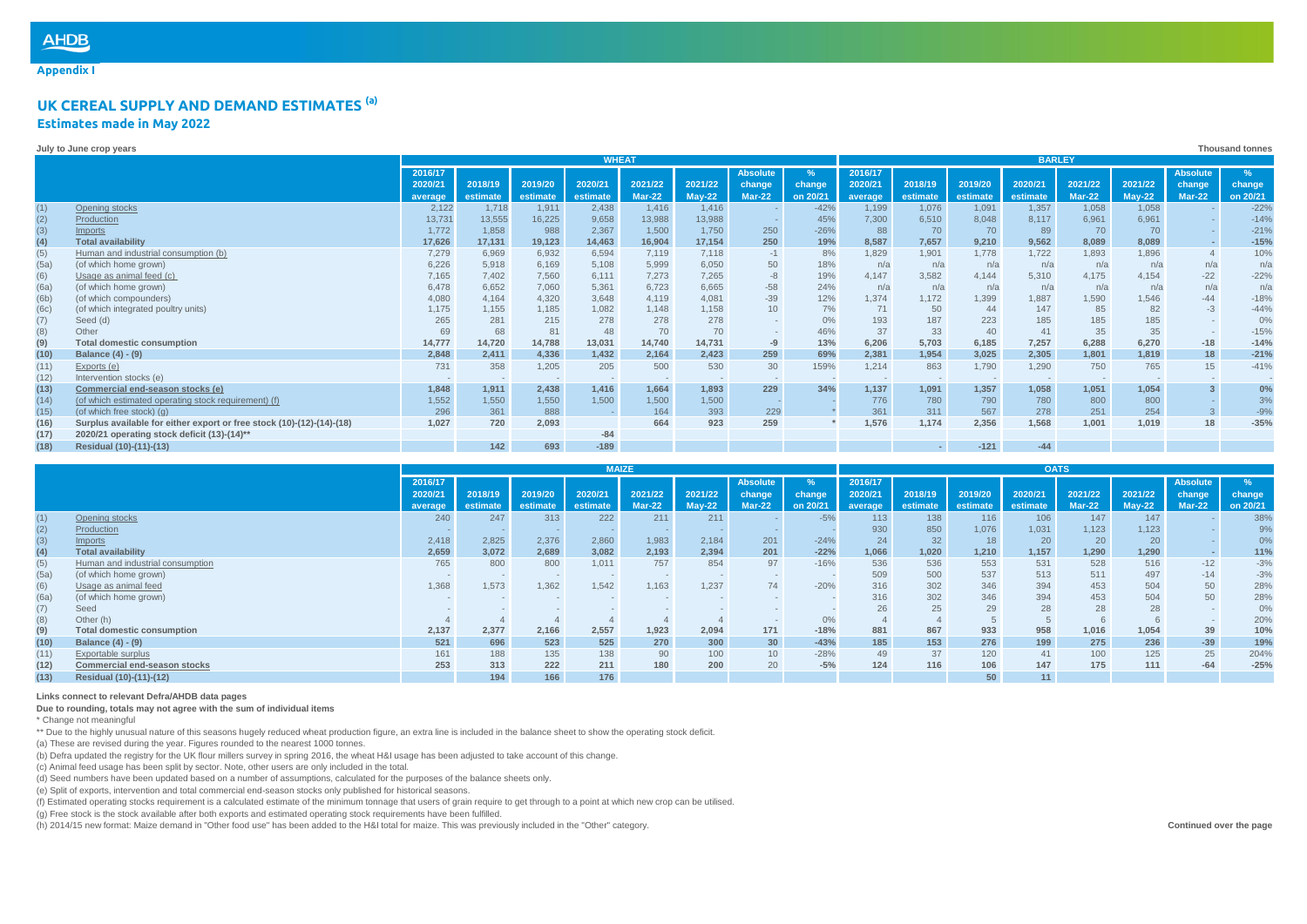**Appendix I**

# UK CEREAL SUPPLY AND DEMAND ESTIMATES (a)

## Estimates made in May 2022

**July to June crop years** — **Thousand tonnes**

| | | WHEAT | | | | | | | | BARLEY | | | | | | | |
|---|---|---|---|---|---|---|---|---|---|---|---|---|---|---|---|---|---|
| | | 2016/17 2020/21 average | 2018/19 estimate | 2019/20 estimate | 2020/21 estimate | 2021/22 Mar-22 | 2021/22 May-22 | Absolute change Mar-22 | % change on 20/21 | 2016/17 2020/21 average | 2018/19 estimate | 2019/20 estimate | 2020/21 estimate | 2021/22 Mar-22 | 2021/22 May-22 | Absolute change Mar-22 | % change on 20/21 |
| (1) | Opening stocks | 2,122 | 1,718 | 1,911 | 2,438 | 1,416 | 1,416 | - | -42% | 1,199 | 1,076 | 1,091 | 1,357 | 1,058 | 1,058 | - | -22% |
| (2) | Production | 13,731 | 13,555 | 16,225 | 9,658 | 13,988 | 13,988 | - | 45% | 7,300 | 6,510 | 8,048 | 8,117 | 6,961 | 6,961 | - | -14% |
| (3) | Imports | 1,772 | 1,858 | 988 | 2,367 | 1,500 | 1,750 | 250 | -26% | 88 | 70 | 70 | 89 | 70 | 70 | - | -21% |
| **(4)** | **Total availability** | **17,626** | **17,131** | **19,123** | **14,463** | **16,904** | **17,154** | **250** | **19%** | **8,587** | **7,657** | **9,210** | **9,562** | **8,089** | **8,089** | **-** | **-15%** |
| (5) | Human and industrial consumption (b) | 7,279 | 6,969 | 6,932 | 6,594 | 7,119 | 7,118 | -1 | 8% | 1,829 | 1,901 | 1,778 | 1,722 | 1,893 | 1,896 | 4 | 10% |
| (5a) | (of which home grown) | 6,226 | 5,918 | 6,169 | 5,108 | 5,999 | 6,050 | 50 | 18% | n/a | n/a | n/a | n/a | n/a | n/a | n/a | n/a |
| (6) | Usage as animal feed (c) | 7,165 | 7,402 | 7,560 | 6,111 | 7,273 | 7,265 | -8 | 19% | 4,147 | 3,582 | 4,144 | 5,310 | 4,175 | 4,154 | -22 | -22% |
| (6a) | (of which home grown) | 6,478 | 6,652 | 7,060 | 5,361 | 6,723 | 6,665 | -58 | 24% | n/a | n/a | n/a | n/a | n/a | n/a | n/a | n/a |
| (6b) | (of which compounders) | 4,080 | 4,164 | 4,320 | 3,648 | 4,119 | 4,081 | -39 | 12% | 1,374 | 1,172 | 1,399 | 1,887 | 1,590 | 1,546 | -44 | -18% |
| (6c) | (of which integrated poultry units) | 1,175 | 1,155 | 1,185 | 1,082 | 1,148 | 1,158 | 10 | 7% | 71 | 50 | 44 | 147 | 85 | 82 | -3 | -44% |
| (7) | Seed (d) | 265 | 281 | 215 | 278 | 278 | 278 | - | 0% | 193 | 187 | 223 | 185 | 185 | 185 | - | 0% |
| (8) | Other | 69 | 68 | 81 | 48 | 70 | 70 | - | 46% | 37 | 33 | 40 | 41 | 35 | 35 | - | -15% |
| **(9)** | **Total domestic consumption** | **14,777** | **14,720** | **14,788** | **13,031** | **14,740** | **14,731** | **-9** | **13%** | **6,206** | **5,703** | **6,185** | **7,257** | **6,288** | **6,270** | **-18** | **-14%** |
| **(10)** | **Balance (4) - (9)** | **2,848** | **2,411** | **4,336** | **1,432** | **2,164** | **2,423** | **259** | **69%** | **2,381** | **1,954** | **3,025** | **2,305** | **1,801** | **1,819** | **18** | **-21%** |
| (11) | Exports (e) | 731 | 358 | 1,205 | 205 | 500 | 530 | 30 | 159% | 1,214 | 863 | 1,790 | 1,290 | 750 | 765 | 15 | -41% |
| (12) | Intervention stocks (e) | - | - | - | - | - | - | - | - | - | - | - | - | - | - | - | - |
| **(13)** | **Commercial end-season stocks (e)** | **1,848** | **1,911** | **2,438** | **1,416** | **1,664** | **1,893** | **229** | **34%** | **1,137** | **1,091** | **1,357** | **1,058** | **1,051** | **1,054** | **3** | **0%** |
| (14) | (of which estimated operating stock requirement) (f) | 1,552 | 1,550 | 1,550 | 1,500 | 1,500 | 1,500 | - | - | 776 | 780 | 790 | 780 | 800 | 800 | - | 3% |
| (15) | (of which free stock) (g) | 296 | 361 | 888 | - | 164 | 393 | 229 | * | 361 | 311 | 567 | 278 | 251 | 254 | 3 | -9% |
| **(16)** | **Surplus available for either export or free stock (10)-(12)-(14)-(18)** | **1,027** | **720** | **2,093** | | **664** | **923** | **259** | ***** | **1,576** | **1,174** | **2,356** | **1,568** | **1,001** | **1,019** | **18** | **-35%** |
| **(17)** | **2020/21 operating stock deficit (13)-(14)\*\*** | | | | **-84** | | | | | | | | | | | | |
| **(18)** | **Residual (10)-(11)-(13)** | | **142** | **693** | **-189** | | | | | | **-** | **-121** | **-44** | | | | |

| | | MAIZE | | | | | | | | OATS | | | | | | | |
|---|---|---|---|---|---|---|---|---|---|---|---|---|---|---|---|---|---|
| | | 2016/17 2020/21 average | 2018/19 estimate | 2019/20 estimate | 2020/21 estimate | 2021/22 Mar-22 | 2021/22 May-22 | Absolute change Mar-22 | % change on 20/21 | 2016/17 2020/21 average | 2018/19 estimate | 2019/20 estimate | 2020/21 estimate | 2021/22 Mar-22 | 2021/22 May-22 | Absolute change Mar-22 | % change on 20/21 |
| (1) | Opening stocks | 240 | 247 | 313 | 222 | 211 | 211 | - | -5% | 113 | 138 | 116 | 106 | 147 | 147 | - | 38% |
| (2) | Production | - | - | - | - | - | - | - | - | 930 | 850 | 1,076 | 1,031 | 1,123 | 1,123 | - | 9% |
| (3) | Imports | 2,418 | 2,825 | 2,376 | 2,860 | 1,983 | 2,184 | 201 | -24% | 24 | 32 | 18 | 20 | 20 | 20 | - | 0% |
| **(4)** | **Total availability** | **2,659** | **3,072** | **2,689** | **3,082** | **2,193** | **2,394** | **201** | **-22%** | **1,066** | **1,020** | **1,210** | **1,157** | **1,290** | **1,290** | **-** | **11%** |
| (5) | Human and industrial consumption | 765 | 800 | 800 | 1,011 | 757 | 854 | 97 | -16% | 536 | 536 | 553 | 531 | 528 | 516 | -12 | -3% |
| (5a) | (of which home grown) | - | - | - | - | - | - | - | - | 509 | 500 | 537 | 513 | 511 | 497 | -14 | -3% |
| (6) | Usage as animal feed | 1,368 | 1,573 | 1,362 | 1,542 | 1,163 | 1,237 | 74 | -20% | 316 | 302 | 346 | 394 | 453 | 504 | 50 | 28% |
| (6a) | (of which home grown) | - | - | - | - | - | - | - | - | 316 | 302 | 346 | 394 | 453 | 504 | 50 | 28% |
| (7) | Seed | - | - | - | - | - | - | - | - | 26 | 25 | 29 | 28 | 28 | 28 | - | 0% |
| (8) | Other (h) | 4 | 4 | 4 | 4 | 4 | 4 | - | 0% | 4 | 4 | 5 | 5 | 6 | 6 | - | 20% |
| **(9)** | **Total domestic consumption** | **2,137** | **2,377** | **2,166** | **2,557** | **1,923** | **2,094** | **171** | **-18%** | **881** | **867** | **933** | **958** | **1,016** | **1,054** | **39** | **10%** |
| **(10)** | **Balance (4) - (9)** | **521** | **696** | **523** | **525** | **270** | **300** | **30** | **-43%** | **185** | **153** | **276** | **199** | **275** | **236** | **-39** | **19%** |
| (11) | Exportable surplus | 161 | 188 | 135 | 138 | 90 | 100 | 10 | -28% | 49 | 37 | 120 | 41 | 100 | 125 | 25 | 204% |
| **(12)** | **Commercial end-season stocks** | **253** | **313** | **222** | **211** | **180** | **200** | **20** | **-5%** | **124** | **116** | **106** | **147** | **175** | **111** | **-64** | **-25%** |
| **(13)** | **Residual (10)-(11)-(12)** | | **194** | **166** | **176** | | | | | | | **50** | **11** | | | | |

**Links connect to relevant Defra/AHDB data pages**

**Due to rounding, totals may not agree with the sum of individual items**

\* Change not meaningful

\*\* Due to the highly unusual nature of this seasons hugely reduced wheat production figure, an extra line is included in the balance sheet to show the operating stock deficit.

(a) These are revised during the year. Figures rounded to the nearest 1000 tonnes.

(b) Defra updated the registry for the UK flour millers survey in spring 2016, the wheat H&I usage has been adjusted to take account of this change.

(c) Animal feed usage has been split by sector. Note, other users are only included in the total.

(d) Seed numbers have been updated based on a number of assumptions, calculated for the purposes of the balance sheets only.

(e) Split of exports, intervention and total commercial end-season stocks only published for historical seasons.

(f) Estimated operating stocks requirement is a calculated estimate of the minimum tonnage that users of grain require to get through to a point at which new crop can be utilised.

(g) Free stock is the stock available after both exports and estimated operating stock requirements have been fulfilled.

(h) 2014/15 new format: Maize demand in "Other food use" has been added to the H&I total for maize. This was previously included in the "Other" category.

**Continued over the page**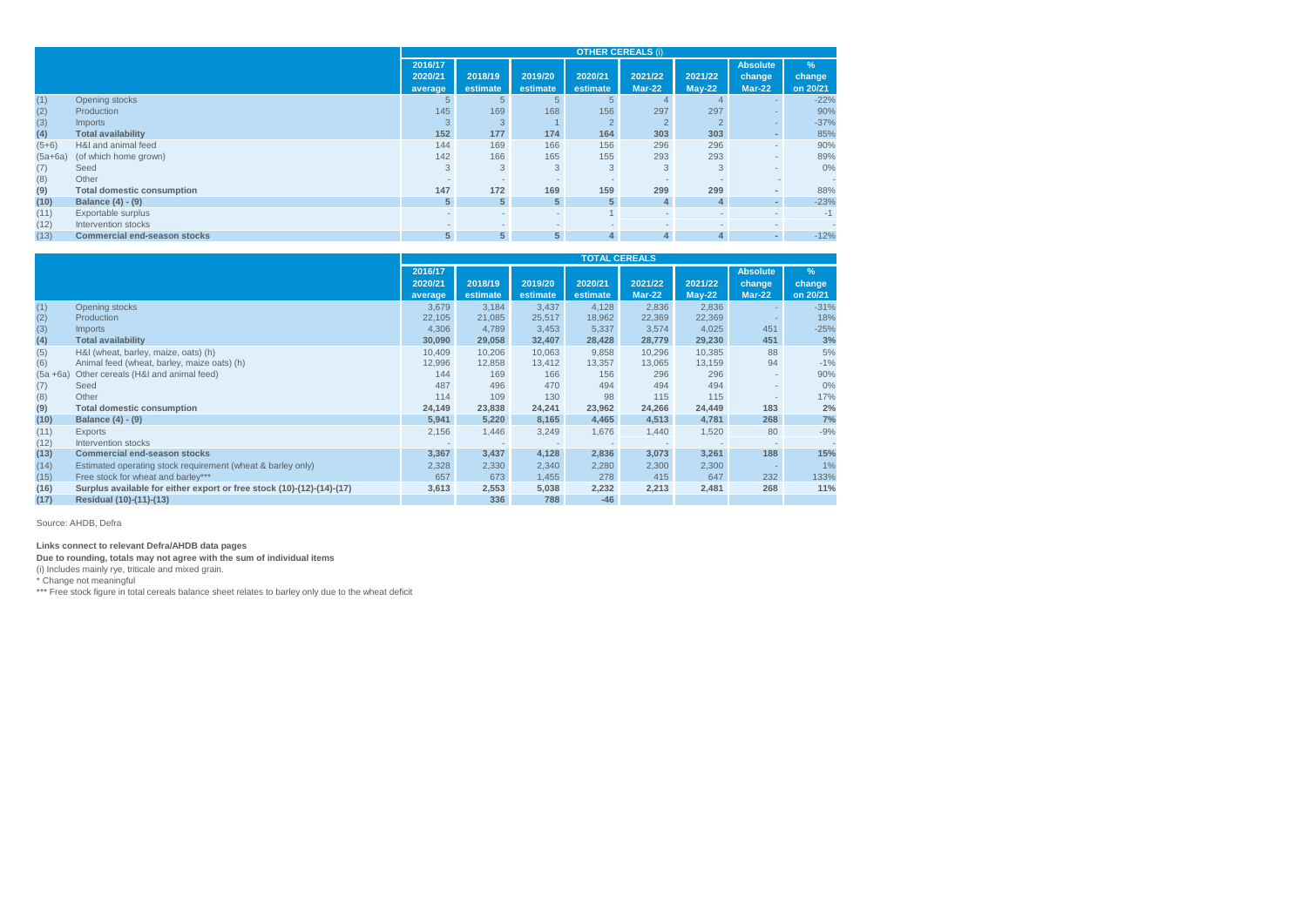| | | OTHER CEREALS (i) | | | | | | | |
|---|---|---|---|---|---|---|---|---|---|
| | | 2016/17 2020/21 average | 2018/19 estimate | 2019/20 estimate | 2020/21 estimate | 2021/22 Mar-22 | 2021/22 May-22 | Absolute change Mar-22 | % change on 20/21 |
| (1) | Opening stocks | 5 | 5 | 5 | 5 | 4 | 4 | - | -22% |
| (2) | Production | 145 | 169 | 168 | 156 | 297 | 297 | - | 90% |
| (3) | Imports | 3 | 3 | 1 | 2 | 2 | 2 | - | -37% |
| **(4)** | **Total availability** | **152** | **177** | **174** | **164** | **303** | **303** | **-** | **85%** |
| (5+6) | H&I and animal feed | 144 | 169 | 166 | 156 | 296 | 296 | - | 90% |
| (5a+6a) | (of which home grown) | 142 | 166 | 165 | 155 | 293 | 293 | - | 89% |
| (7) | Seed | 3 | 3 | 3 | 3 | 3 | 3 | - | 0% |
| (8) | Other | - | - | - | - | - | - | - | - |
| **(9)** | **Total domestic consumption** | **147** | **172** | **169** | **159** | **299** | **299** | **-** | **88%** |
| **(10)** | **Balance (4) - (9)** | **5** | **5** | **5** | **5** | **4** | **4** | **-** | **-23%** |
| (11) | Exportable surplus | - | - | - | 1 | - | - | - | -1 |
| (12) | Intervention stocks | - | - | - | - | - | - | - | - |
| **(13)** | **Commercial end-season stocks** | **5** | **5** | **5** | **4** | **4** | **4** | **-** | **-12%** |

| | | TOTAL CEREALS | | | | | | | |
|---|---|---|---|---|---|---|---|---|---|
| | | 2016/17 2020/21 average | 2018/19 estimate | 2019/20 estimate | 2020/21 estimate | 2021/22 Mar-22 | 2021/22 May-22 | Absolute change Mar-22 | % change on 20/21 |
| (1) | Opening stocks | 3,679 | 3,184 | 3,437 | 4,128 | 2,836 | 2,836 | - | -31% |
| (2) | Production | 22,105 | 21,085 | 25,517 | 18,962 | 22,369 | 22,369 | - | 18% |
| (3) | Imports | 4,306 | 4,789 | 3,453 | 5,337 | 3,574 | 4,025 | 451 | -25% |
| **(4)** | **Total availability** | **30,090** | **29,058** | **32,407** | **28,428** | **28,779** | **29,230** | **451** | **3%** |
| (5) | H&I (wheat, barley, maize, oats) (h) | 10,409 | 10,206 | 10,063 | 9,858 | 10,296 | 10,385 | 88 | 5% |
| (6) | Animal feed (wheat, barley, maize oats) (h) | 12,996 | 12,858 | 13,412 | 13,357 | 13,065 | 13,159 | 94 | -1% |
| (5a +6a) | Other cereals (H&I and animal feed) | 144 | 169 | 166 | 156 | 296 | 296 | - | 90% |
| (7) | Seed | 487 | 496 | 470 | 494 | 494 | 494 | - | 0% |
| (8) | Other | 114 | 109 | 130 | 98 | 115 | 115 | - | 17% |
| **(9)** | **Total domestic consumption** | **24,149** | **23,838** | **24,241** | **23,962** | **24,266** | **24,449** | **183** | **2%** |
| **(10)** | **Balance (4) - (9)** | **5,941** | **5,220** | **8,165** | **4,465** | **4,513** | **4,781** | **268** | **7%** |
| (11) | Exports | 2,156 | 1,446 | 3,249 | 1,676 | 1,440 | 1,520 | 80 | -9% |
| (12) | Intervention stocks | - | - | - | - | - | - | - | - |
| **(13)** | **Commercial end-season stocks** | **3,367** | **3,437** | **4,128** | **2,836** | **3,073** | **3,261** | **188** | **15%** |
| (14) | Estimated operating stock requirement (wheat & barley only) | 2,328 | 2,330 | 2,340 | 2,280 | 2,300 | 2,300 | - | 1% |
| (15) | Free stock for wheat and barley*** | 657 | 673 | 1,455 | 278 | 415 | 647 | 232 | 133% |
| **(16)** | **Surplus available for either export or free stock (10)-(12)-(14)-(17)** | **3,613** | **2,553** | **5,038** | **2,232** | **2,213** | **2,481** | **268** | **11%** |
| **(17)** | **Residual (10)-(11)-(13)** | | **336** | **788** | **-46** | | | | |

Source: AHDB, Defra

**Links connect to relevant Defra/AHDB data pages**

**Due to rounding, totals may not agree with the sum of individual items**

(i) Includes mainly rye, triticale and mixed grain.

* Change not meaningful

*** Free stock figure in total cereals balance sheet relates to barley only due to the wheat deficit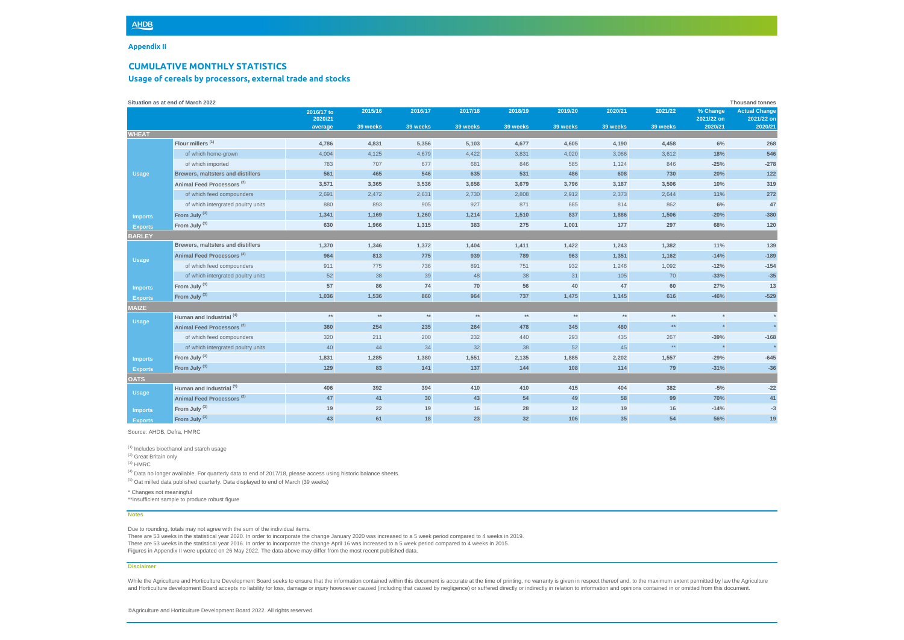**Appendix II**

## CUMULATIVE MONTHLY STATISTICS

### Usage of cereals by processors, external trade and stocks

Situation as at end of March 2022 — Thousand tonnes

| | | 2016/17 to 2020/21 average | 2015/16 39 weeks | 2016/17 39 weeks | 2017/18 39 weeks | 2018/19 39 weeks | 2019/20 39 weeks | 2020/21 39 weeks | 2021/22 39 weeks | % Change 2021/22 on 2020/21 | Actual Change 2021/22 on 2020/21 |
|---|---|---|---|---|---|---|---|---|---|---|---|
| **WHEAT** | | | | | | | | | | | |
| Usage | Flour millers [1] | 4,786 | 4,831 | 5,356 | 5,103 | 4,677 | 4,605 | 4,190 | 4,458 | 6% | 268 |
| | of which home-grown | 4,004 | 4,125 | 4,679 | 4,422 | 3,831 | 4,020 | 3,066 | 3,612 | 18% | 546 |
| | of which imported | 783 | 707 | 677 | 681 | 846 | 585 | 1,124 | 846 | -25% | -278 |
| | Brewers, maltsters and distillers | 561 | 465 | 546 | 635 | 531 | 486 | 608 | 730 | 20% | 122 |
| | Animal Feed Processors [2] | 3,571 | 3,365 | 3,536 | 3,656 | 3,679 | 3,796 | 3,187 | 3,506 | 10% | 319 |
| | of which feed compounders | 2,691 | 2,472 | 2,631 | 2,730 | 2,808 | 2,912 | 2,373 | 2,644 | 11% | 272 |
| | of which intergrated poultry units | 880 | 893 | 905 | 927 | 871 | 885 | 814 | 862 | 6% | 47 |
| Imports | From July [3] | 1,341 | 1,169 | 1,260 | 1,214 | 1,510 | 837 | 1,886 | 1,506 | -20% | -380 |
| Exports | From July [3] | 630 | 1,966 | 1,315 | 383 | 275 | 1,001 | 177 | 297 | 68% | 120 |
| **BARLEY** | | | | | | | | | | | |
| Usage | Brewers, maltsters and distillers | 1,370 | 1,346 | 1,372 | 1,404 | 1,411 | 1,422 | 1,243 | 1,382 | 11% | 139 |
| | Animal Feed Processors [2] | 964 | 813 | 775 | 939 | 789 | 963 | 1,351 | 1,162 | -14% | -189 |
| | of which feed compounders | 911 | 775 | 736 | 891 | 751 | 932 | 1,246 | 1,092 | -12% | -154 |
| | of which intergrated poultry units | 52 | 38 | 39 | 48 | 38 | 31 | 105 | 70 | -33% | -35 |
| Imports | From July [3] | 57 | 86 | 74 | 70 | 56 | 40 | 47 | 60 | 27% | 13 |
| Exports | From July [3] | 1,036 | 1,536 | 860 | 964 | 737 | 1,475 | 1,145 | 616 | -46% | -529 |
| **MAIZE** | | | | | | | | | | | |
| Usage | Human and Industrial [4] | ** | ** | ** | ** | ** | ** | ** | ** | * | * |
| | Animal Feed Processors [2] | 360 | 254 | 235 | 264 | 478 | 345 | 480 | ** | * | * |
| | of which feed compounders | 320 | 211 | 200 | 232 | 440 | 293 | 435 | 267 | -39% | -168 |
| | of which intergrated poultry units | 40 | 44 | 34 | 32 | 38 | 52 | 45 | ** | * | * |
| Imports | From July [3] | 1,831 | 1,285 | 1,380 | 1,551 | 2,135 | 1,885 | 2,202 | 1,557 | -29% | -645 |
| Exports | From July [3] | 129 | 83 | 141 | 137 | 144 | 108 | 114 | 79 | -31% | -36 |
| **OATS** | | | | | | | | | | | |
| Usage | Human and Industrial [5] | 406 | 392 | 394 | 410 | 410 | 415 | 404 | 382 | -5% | -22 |
| | Animal Feed Processors [2] | 47 | 41 | 30 | 43 | 54 | 49 | 58 | 99 | 70% | 41 |
| Imports | From July [3] | 19 | 22 | 19 | 16 | 28 | 12 | 19 | 16 | -14% | -3 |
| Exports | From July [3] | 43 | 61 | 18 | 23 | 32 | 106 | 35 | 54 | 56% | 19 |

Source: AHDB, Defra, HMRC

[1] Includes bioethanol and starch usage
[2] Great Britain only
[3] HMRC
[4] Data no longer available. For quarterly data to end of 2017/18, please access using historic balance sheets.
[5] Oat milled data published quarterly. Data displayed to end of March (39 weeks)

* Changes not meaningful
**Insufficient sample to produce robust figure

**Notes**

Due to rounding, totals may not agree with the sum of the individual items.
There are 53 weeks in the statistical year 2020. In order to incorporate the change January 2020 was increased to a 5 week period compared to 4 weeks in 2019.
There are 53 weeks in the statistical year 2016. In order to incorporate the change April 16 was increased to a 5 week period compared to 4 weeks in 2015.
Figures in Appendix II were updated on 26 May 2022. The data above may differ from the most recent published data.

**Disclaimer**

While the Agriculture and Horticulture Development Board seeks to ensure that the information contained within this document is accurate at the time of printing, no warranty is given in respect thereof and, to the maximum extent permitted by law the Agriculture and Horticulture development Board accepts no liability for loss, damage or injury howsoever caused (including that caused by negligence) or suffered directly or indirectly in relation to information and opinions contained in or omitted from this document.

©Agriculture and Horticulture Development Board 2022. All rights reserved.